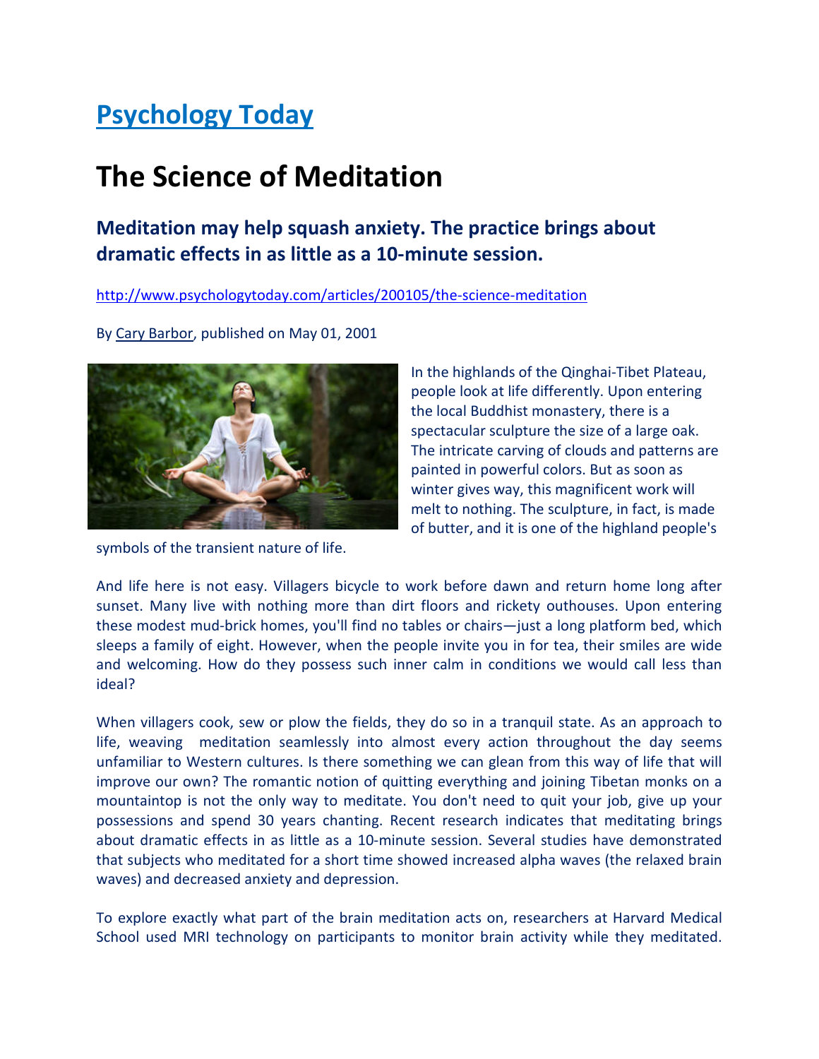# [Psychology Today](http://www.psychologytoday.com/articles/200105/the-science-meditation)

# The Science of Meditation

## Meditation may help squash anxiety. The practice brings about dramatic effects in as little as a 10-minute session.

http://www.psychologytoday.com/articles/200105/the-science-meditation

By Cary Barbor, published on May 01, 2001

In the highlands of the Qinghai-Tibet Plateau, people look at life differently. Upon entering the local Buddhist monastery, there is a spectacular sculpture the size of a large oak. The intricate carving of clouds and patterns are painted in powerful colors. But as soon as winter gives way, this magnificent work will melt to nothing. The sculpture, in fact, is made of butter, and it is one of the highland people's symbols of the transient nature of life.

And life here is not easy. Villagers bicycle to work before dawn and return home long after sunset. Many live with nothing more than dirt floors and rickety outhouses. Upon entering these modest mud-brick homes, you'll find no tables or chairs—just a long platform bed, which sleeps a family of eight. However, when the people invite you in for tea, their smiles are wide and welcoming. How do they possess such inner calm in conditions we would call less than ideal?

When villagers cook, sew or plow the fields, they do so in a tranquil state. As an approach to life, weaving meditation seamlessly into almost every action throughout the day seems unfamiliar to Western cultures. Is there something we can glean from this way of life that will improve our own? The romantic notion of quitting everything and joining Tibetan monks on a mountaintop is not the only way to meditate. You don't need to quit your job, give up your possessions and spend 30 years chanting. Recent research indicates that meditating brings about dramatic effects in as little as a 10-minute session. Several studies have demonstrated that subjects who meditated for a short time showed increased alpha waves (the relaxed brain waves) and decreased anxiety and depression.

To explore exactly what part of the brain meditation acts on, researchers at Harvard Medical School used MRI technology on participants to monitor brain activity while they meditated.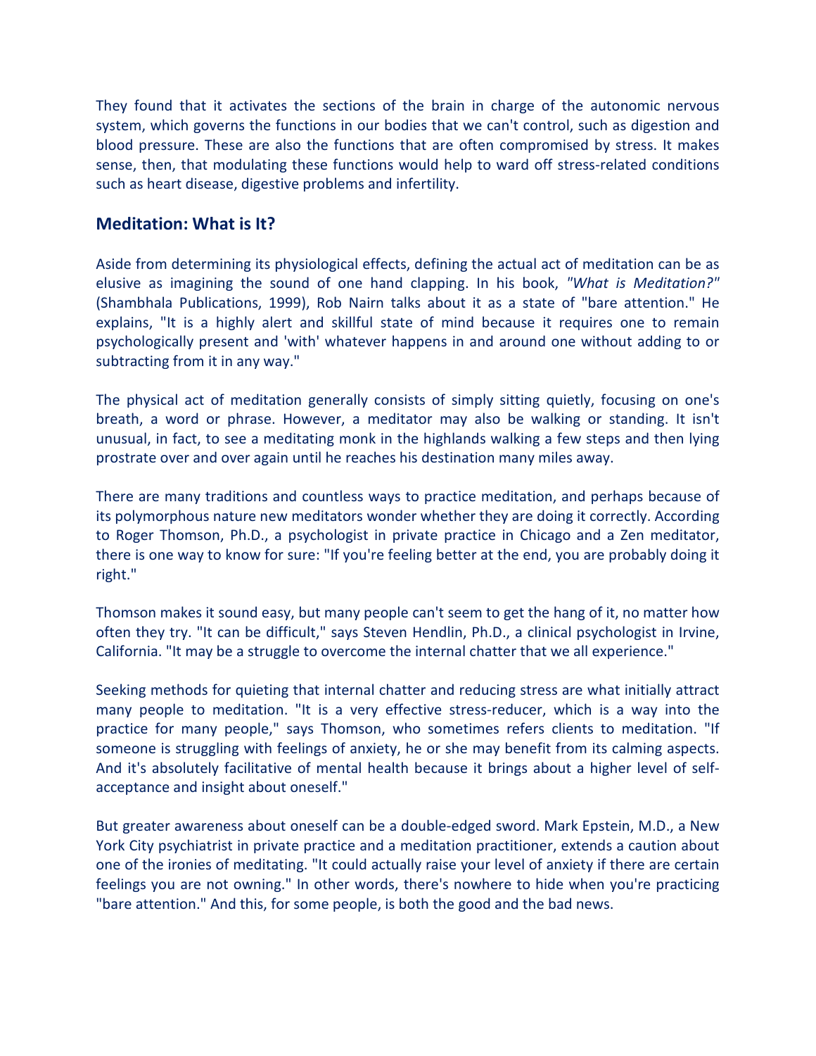They found that it activates the sections of the brain in charge of the autonomic nervous system, which governs the functions in our bodies that we can't control, such as digestion and blood pressure. These are also the functions that are often compromised by stress. It makes sense, then, that modulating these functions would help to ward off stress-related conditions such as heart disease, digestive problems and infertility.

## Meditation: What is It?

Aside from determining its physiological effects, defining the actual act of meditation can be as elusive as imagining the sound of one hand clapping. In his book, *"What is Meditation?"* (Shambhala Publications, 1999), Rob Nairn talks about it as a state of "bare attention." He explains, "It is a highly alert and skillful state of mind because it requires one to remain psychologically present and 'with' whatever happens in and around one without adding to or subtracting from it in any way."

The physical act of meditation generally consists of simply sitting quietly, focusing on one's breath, a word or phrase. However, a meditator may also be walking or standing. It isn't unusual, in fact, to see a meditating monk in the highlands walking a few steps and then lying prostrate over and over again until he reaches his destination many miles away.

There are many traditions and countless ways to practice meditation, and perhaps because of its polymorphous nature new meditators wonder whether they are doing it correctly. According to Roger Thomson, Ph.D., a psychologist in private practice in Chicago and a Zen meditator, there is one way to know for sure: "If you're feeling better at the end, you are probably doing it right."

Thomson makes it sound easy, but many people can't seem to get the hang of it, no matter how often they try. "It can be difficult," says Steven Hendlin, Ph.D., a clinical psychologist in Irvine, California. "It may be a struggle to overcome the internal chatter that we all experience."

Seeking methods for quieting that internal chatter and reducing stress are what initially attract many people to meditation. "It is a very effective stress-reducer, which is a way into the practice for many people," says Thomson, who sometimes refers clients to meditation. "If someone is struggling with feelings of anxiety, he or she may benefit from its calming aspects. And it's absolutely facilitative of mental health because it brings about a higher level of self-acceptance and insight about oneself."

But greater awareness about oneself can be a double-edged sword. Mark Epstein, M.D., a New York City psychiatrist in private practice and a meditation practitioner, extends a caution about one of the ironies of meditating. "It could actually raise your level of anxiety if there are certain feelings you are not owning." In other words, there's nowhere to hide when you're practicing "bare attention." And this, for some people, is both the good and the bad news.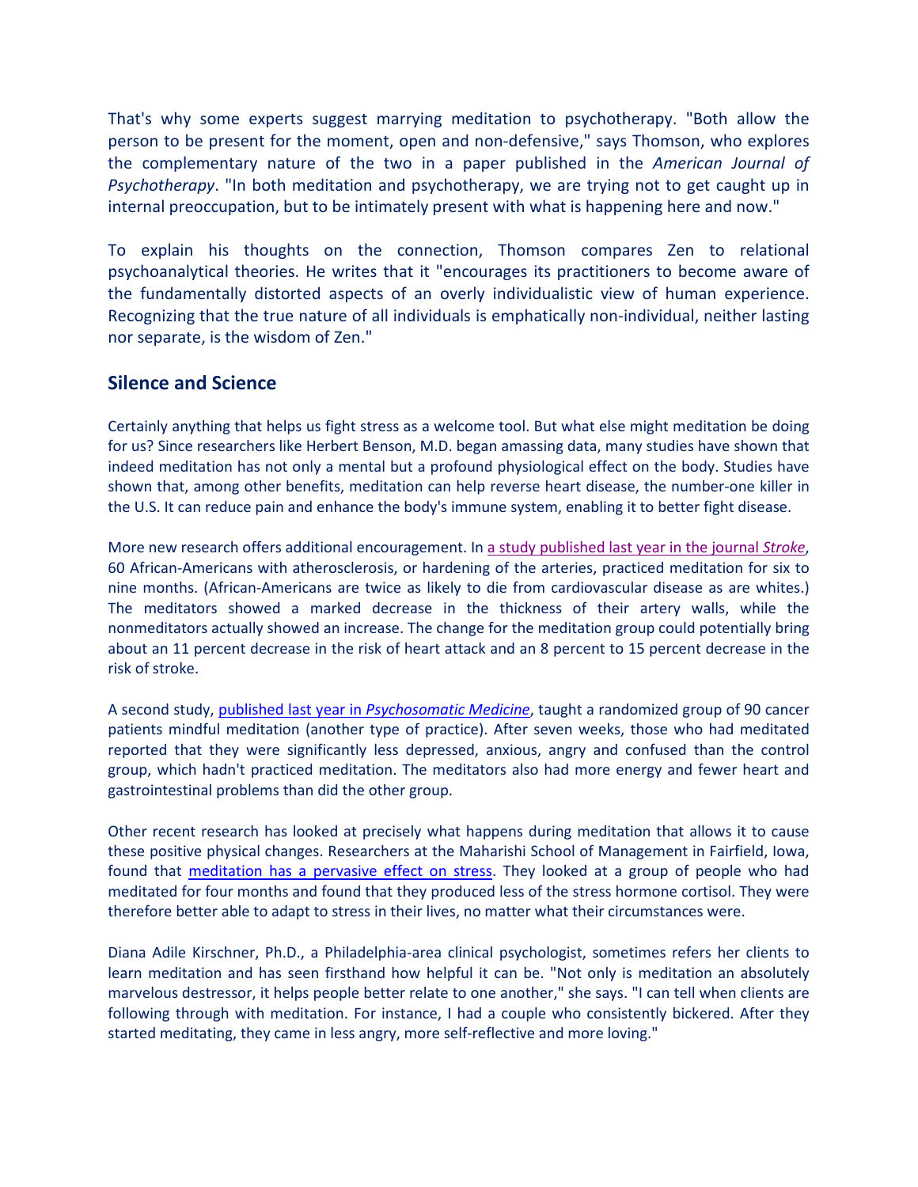That's why some experts suggest marrying meditation to psychotherapy. "Both allow the person to be present for the moment, open and non-defensive," says Thomson, who explores the complementary nature of the two in a paper published in the *American Journal of Psychotherapy*. "In both meditation and psychotherapy, we are trying not to get caught up in internal preoccupation, but to be intimately present with what is happening here and now."

To explain his thoughts on the connection, Thomson compares Zen to relational psychoanalytical theories. He writes that it "encourages its practitioners to become aware of the fundamentally distorted aspects of an overly individualistic view of human experience. Recognizing that the true nature of all individuals is emphatically non-individual, neither lasting nor separate, is the wisdom of Zen."

## Silence and Science

Certainly anything that helps us fight stress as a welcome tool. But what else might meditation be doing for us? Since researchers like Herbert Benson, M.D. began amassing data, many studies have shown that indeed meditation has not only a mental but a profound physiological effect on the body. Studies have shown that, among other benefits, meditation can help reverse heart disease, the number-one killer in the U.S. It can reduce pain and enhance the body's immune system, enabling it to better fight disease.

More new research offers additional encouragement. In a study published last year in the journal *Stroke*, 60 African-Americans with atherosclerosis, or hardening of the arteries, practiced meditation for six to nine months. (African-Americans are twice as likely to die from cardiovascular disease as are whites.) The meditators showed a marked decrease in the thickness of their artery walls, while the nonmeditators actually showed an increase. The change for the meditation group could potentially bring about an 11 percent decrease in the risk of heart attack and an 8 percent to 15 percent decrease in the risk of stroke.

A second study, published last year in *Psychosomatic Medicine*, taught a randomized group of 90 cancer patients mindful meditation (another type of practice). After seven weeks, those who had meditated reported that they were significantly less depressed, anxious, angry and confused than the control group, which hadn't practiced meditation. The meditators also had more energy and fewer heart and gastrointestinal problems than did the other group.

Other recent research has looked at precisely what happens during meditation that allows it to cause these positive physical changes. Researchers at the Maharishi School of Management in Fairfield, Iowa, found that meditation has a pervasive effect on stress. They looked at a group of people who had meditated for four months and found that they produced less of the stress hormone cortisol. They were therefore better able to adapt to stress in their lives, no matter what their circumstances were.

Diana Adile Kirschner, Ph.D., a Philadelphia-area clinical psychologist, sometimes refers her clients to learn meditation and has seen firsthand how helpful it can be. "Not only is meditation an absolutely marvelous destressor, it helps people better relate to one another," she says. "I can tell when clients are following through with meditation. For instance, I had a couple who consistently bickered. After they started meditating, they came in less angry, more self-reflective and more loving."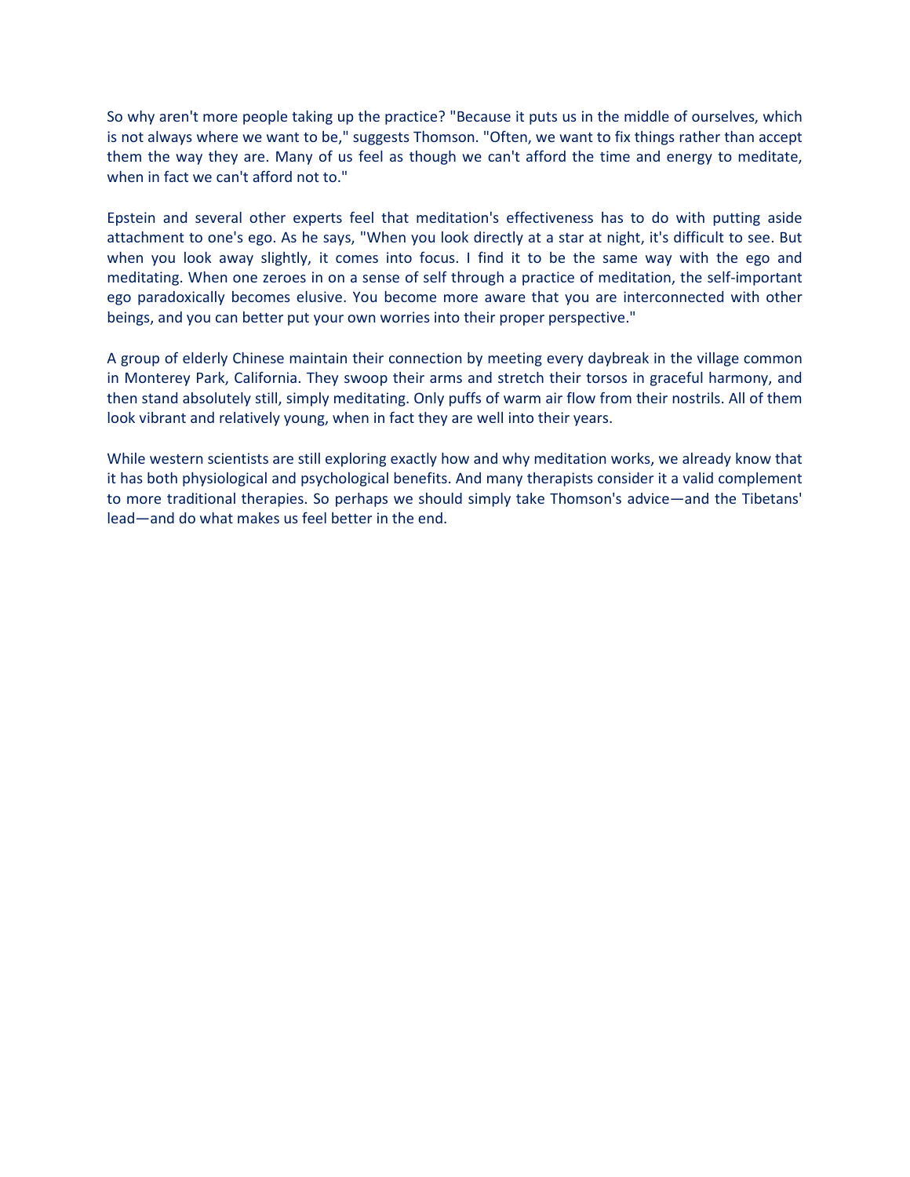So why aren't more people taking up the practice? "Because it puts us in the middle of ourselves, which is not always where we want to be," suggests Thomson. "Often, we want to fix things rather than accept them the way they are. Many of us feel as though we can't afford the time and energy to meditate, when in fact we can't afford not to."

Epstein and several other experts feel that meditation's effectiveness has to do with putting aside attachment to one's ego. As he says, "When you look directly at a star at night, it's difficult to see. But when you look away slightly, it comes into focus. I find it to be the same way with the ego and meditating. When one zeroes in on a sense of self through a practice of meditation, the self-important ego paradoxically becomes elusive. You become more aware that you are interconnected with other beings, and you can better put your own worries into their proper perspective."

A group of elderly Chinese maintain their connection by meeting every daybreak in the village common in Monterey Park, California. They swoop their arms and stretch their torsos in graceful harmony, and then stand absolutely still, simply meditating. Only puffs of warm air flow from their nostrils. All of them look vibrant and relatively young, when in fact they are well into their years.

While western scientists are still exploring exactly how and why meditation works, we already know that it has both physiological and psychological benefits. And many therapists consider it a valid complement to more traditional therapies. So perhaps we should simply take Thomson's advice—and the Tibetans' lead—and do what makes us feel better in the end.